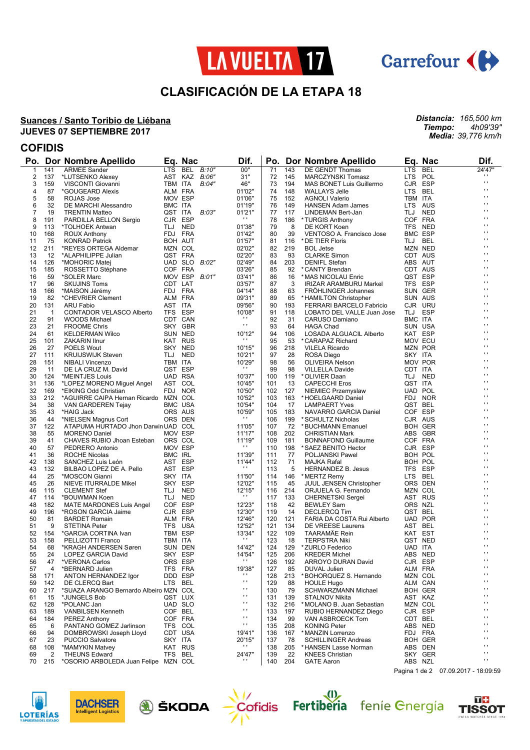# CLASIFICACIÓN DE LA ETAPA 18

**Suances / Santo Toribio de Liébana**
**JUEVES 07 SEPTIEMBRE 2017**

***Distancia:*** *165,500 km*
***Tiempo:*** *4h09'39"*
***Media:*** *39,776 km/h*

## COFIDIS

| Po. | Dor | Nombre Apellido | Eq. | Nac | | Dif. |
|---|---|---|---|---|---|---|
| 1 | 141 | ARMEE Sander | LTS | BEL | B:10" | 00" |
| 2 | 137 | *LUTSENKO Alexey | AST | KAZ | B:06" | 31" |
| 3 | 159 | VISCONTI Giovanni | TBM | ITA | B:04" | 46" |
| 4 | 87 | *GOUGEARD Alexis | ALM | FRA | | 01'02" |
| 5 | 58 | ROJAS Jose | MOV | ESP | | 01'06" |
| 6 | 32 | DE MARCHI Alessandro | BMC | ITA | | 01'19" |
| 7 | 19 | TRENTIN Matteo | QST | ITA | B:03" | 01'21" |
| 8 | 191 | PARDILLA BELLON Sergio | CJR | ESP | | ' ' |
| 9 | 113 | *TOLHOEK Antwan | TLJ | NED | | 01'38" |
| 10 | 168 | ROUX Anthony | FDJ | FRA | | 01'42" |
| 11 | 75 | KONRAD Patrick | BOH | AUT | | 01'57" |
| 12 | 211 | *REYES ORTEGA Aldemar | MZN | COL | | 02'02" |
| 13 | 12 | *ALAPHILIPPE Julian | QST | FRA | | 02'20" |
| 14 | 126 | *MOHORIC Matej | UAD | SLO | B:02" | 02'49" |
| 15 | 185 | ROSSETTO Stéphane | COF | FRA | | 03'26" |
| 16 | 59 | *SOLER Marc | MOV | ESP | B:01" | 03'41" |
| 17 | 96 | SKUJINS Toms | CDT | LAT | | 03'57" |
| 18 | 166 | *MAISON Jérémy | FDJ | FRA | | 04'14" |
| 19 | 82 | *CHEVRIER Clement | ALM | FRA | | 09'31" |
| 20 | 131 | ARU Fabio | AST | ITA | | 09'56" |
| 21 | 1 | CONTADOR VELASCO Alberto | TFS | ESP | | 10'08" |
| 22 | 91 | WOODS Michael | CDT | CAN | | ' ' |
| 23 | 21 | FROOME Chris | SKY | GBR | | ' ' |
| 24 | 61 | KELDERMAN Wilco | SUN | NED | | 10'12" |
| 25 | 101 | ZAKARIN Ilnur | KAT | RUS | | ' ' |
| 26 | 27 | POELS Wout | SKY | NED | | 10'15" |
| 27 | 111 | KRUIJSWIJK Steven | TLJ | NED | | 10'21" |
| 28 | 151 | NIBALI Vincenzo | TBM | ITA | | 10'29" |
| 29 | 11 | DE LA CRUZ M. David | QST | ESP | | ' ' |
| 30 | 124 | *MEINTJES Louis | UAD | RSA | | 10'37" |
| 31 | 136 | *LOPEZ MORENO Miguel Angel | AST | COL | | 10'45" |
| 32 | 169 | *EIKING Odd Christian | FDJ | NOR | | 10'50" |
| 33 | 212 | *AGUIRRE CAIPA Hernan Ricardo | MZN | COL | | 10'52" |
| 34 | 38 | VAN GARDEREN Tejay | BMC | USA | | 10'54" |
| 35 | 43 | *HAIG Jack | ORS | AUS | | 10'59" |
| 36 | 44 | *NIELSEN Magnus Cort | ORS | DEN | | ' ' |
| 37 | 122 | ATAPUMA HURTADO Jhon Darwin | UAD | COL | | 11'05" |
| 38 | 55 | MORENO Daniel | MOV | ESP | | 11'17" |
| 39 | 41 | CHAVES RUBIO Jhoan Esteban | ORS | COL | | 11'19" |
| 40 | 57 | PEDRERO Antonio | MOV | ESP | | ' ' |
| 41 | 36 | ROCHE Nicolas | BMC | IRL | | 11'39" |
| 42 | 138 | SANCHEZ Luis León | AST | ESP | | 11'44" |
| 43 | 132 | BILBAO LOPEZ DE A. Pello | AST | ESP | | ' ' |
| 44 | 25 | *MOSCON Gianni | SKY | ITA | | 11'50" |
| 45 | 26 | NIEVE ITURRALDE Mikel | SKY | ESP | | 12'02" |
| 46 | 115 | CLEMENT Stef | TLJ | NED | | 12'15" |
| 47 | 114 | *BOUWMAN Koen | TLJ | NED | | ' ' |
| 48 | 182 | MATE MARDONES Luis Angel | COF | ESP | | 12'23" |
| 49 | 196 | *ROSON GARCIA Jaime | CJR | ESP | | 12'30" |
| 50 | 81 | BARDET Romain | ALM | FRA | | 12'46" |
| 51 | 9 | STETINA Peter | TFS | USA | | 12'52" |
| 52 | 154 | *GARCIA CORTINA Ivan | TBM | ESP | | 13'34" |
| 53 | 158 | PELLIZOTTI Franco | TBM | ITA | | ' ' |
| 54 | 68 | *KRAGH ANDERSEN Søren | SUN | DEN | | 14'42" |
| 55 | 24 | LOPEZ GARCIA David | SKY | ESP | | 14'54" |
| 56 | 47 | *VERONA Carlos | ORS | ESP | | ' ' |
| 57 | 4 | *BERNARD Julien | TFS | FRA | | 19'38" |
| 58 | 171 | ANTON HERNANDEZ Igor | DDD | ESP | | ' ' |
| 59 | 142 | DE CLERCQ Bart | LTS | BEL | | ' ' |
| 60 | 217 | *SUAZA ARANGO Bernardo Albeiro | MZN | COL | | ' ' |
| 61 | 15 | *JUNGELS Bob | QST | LUX | | ' ' |
| 62 | 128 | *POLANC Jan | UAD | SLO | | ' ' |
| 63 | 189 | VANBILSEN Kenneth | COF | BEL | | ' ' |
| 64 | 184 | PEREZ Anthony | COF | FRA | | ' ' |
| 65 | 6 | PANTANO GOMEZ Jarlinson | TFS | COL | | ' ' |
| 66 | 94 | DOMBROWSKI Joseph Lloyd | CDT | USA | | 19'41" |
| 67 | 23 | PUCCIO Salvatore | SKY | ITA | | 20'15" |
| 68 | 108 | *MAMYKIN Matvey | KAT | RUS | | ' ' |
| 69 | 2 | THEUNS Edward | TFS | BEL | | 24'47" |
| 70 | 215 | *OSORIO ARBOLEDA Juan Felipe | MZN | COL | | ' ' |
| 71 | 143 | DE GENDT Thomas | LTS | BEL | | 24'47" |
| 72 | 145 | MARCZYNSKI Tomasz | LTS | POL | | ' ' |
| 73 | 194 | MAS BONET Luis Guillermo | CJR | ESP | | ' ' |
| 74 | 148 | WALLAYS Jelle | LTS | BEL | | ' ' |
| 75 | 152 | AGNOLI Valerio | TBM | ITA | | ' ' |
| 76 | 149 | HANSEN Adam James | LTS | AUS | | ' ' |
| 77 | 117 | LINDEMAN Bert-Jan | TLJ | NED | | ' ' |
| 78 | 186 | *TURGIS Anthony | COF | FRA | | ' ' |
| 79 | 8 | DE KORT Koen | TFS | NED | | ' ' |
| 80 | 39 | VENTOSO A. Francisco Jose | BMC | ESP | | ' ' |
| 81 | 116 | *DE TIER Floris | TLJ | BEL | | ' ' |
| 82 | 219 | BOL Jetse | MZN | NED | | ' ' |
| 83 | 93 | CLARKE Simon | CDT | AUS | | ' ' |
| 84 | 203 | DENIFL Stefan | ABS | AUT | | ' ' |
| 85 | 92 | *CANTY Brendan | CDT | AUS | | ' ' |
| 86 | 16 | *MAS NICOLAU Enric | QST | ESP | | ' ' |
| 87 | 3 | IRIZAR ARAMBURU Markel | TFS | ESP | | ' ' |
| 88 | 63 | FRÖHLINGER Johannes | SUN | GER | | ' ' |
| 89 | 65 | *HAMILTON Christopher | SUN | AUS | | ' ' |
| 90 | 193 | FERRARI BARCELO Fabricio | CJR | URU | | ' ' |
| 91 | 118 | LOBATO DEL VALLE Juan Jose | TLJ | ESP | | ' ' |
| 92 | 31 | CARUSO Damiano | BMC | ITA | | ' ' |
| 93 | 64 | HAGA Chad | SUN | USA | | ' ' |
| 94 | 106 | LOSADA ALGUACIL Alberto | KAT | ESP | | ' ' |
| 95 | 53 | *CARAPAZ Richard | MOV | ECU | | ' ' |
| 96 | 218 | VILELA Ricardo | MZN | POR | | ' ' |
| 97 | 28 | ROSA Diego | SKY | ITA | | ' ' |
| 98 | 56 | OLIVEIRA Nelson | MOV | POR | | ' ' |
| 99 | 98 | VILLELLA Davide | CDT | ITA | | ' ' |
| 100 | 119 | *OLIVIER Daan | TLJ | NED | | ' ' |
| 101 | 13 | CAPECCHI Eros | QST | ITA | | ' ' |
| 102 | 127 | NIEMIEC Przemyslaw | UAD | POL | | ' ' |
| 103 | 163 | *HOELGAARD Daniel | FDJ | NOR | | ' ' |
| 104 | 17 | LAMPAERT Yves | QST | BEL | | ' ' |
| 105 | 183 | NAVARRO GARCIA Daniel | COF | ESP | | ' ' |
| 106 | 199 | *SCHULTZ Nicholas | CJR | AUS | | ' ' |
| 107 | 72 | *BUCHMANN Emanuel | BOH | GER | | ' ' |
| 108 | 202 | CHRISTIAN Mark | ABS | GBR | | ' ' |
| 109 | 181 | BONNAFOND Guillaume | COF | FRA | | ' ' |
| 110 | 198 | *SAEZ BENITO Hector | CJR | ESP | | ' ' |
| 111 | 77 | POLJANSKI Pawel | BOH | POL | | ' ' |
| 112 | 71 | MAJKA Rafal | BOH | POL | | ' ' |
| 113 | 5 | HERNANDEZ B. Jesus | TFS | ESP | | ' ' |
| 114 | 146 | *MERTZ Remy | LTS | BEL | | ' ' |
| 115 | 45 | JUUL JENSEN Christopher | ORS | DEN | | ' ' |
| 116 | 214 | ORJUELA G. Fernando | MZN | COL | | ' ' |
| 117 | 133 | CHERNETSKI Sergei | AST | RUS | | ' ' |
| 118 | 42 | BEWLEY Sam | ORS | NZL | | ' ' |
| 119 | 14 | DECLERCQ Tim | QST | BEL | | ' ' |
| 120 | 121 | FARIA DA COSTA Rui Alberto | UAD | POR | | ' ' |
| 121 | 134 | DE VREESE Laurens | AST | BEL | | ' ' |
| 122 | 109 | TAARAMÄE Rein | KAT | EST | | ' ' |
| 123 | 18 | TERPSTRA Niki | QST | NED | | ' ' |
| 124 | 129 | *ZURLO Federico | UAD | ITA | | ' ' |
| 125 | 206 | KREDER Michel | ABS | NED | | ' ' |
| 126 | 192 | ARROYO DURAN David | CJR | ESP | | ' ' |
| 127 | 85 | DUVAL Julien | ALM | FRA | | ' ' |
| 128 | 213 | *BOHORQUEZ S. Hernando | MZN | COL | | ' ' |
| 129 | 88 | HOULE Hugo | ALM | CAN | | ' ' |
| 130 | 79 | SCHWARZMANN Michael | BOH | GER | | ' ' |
| 131 | 139 | STALNOV Nikita | AST | KAZ | | ' ' |
| 132 | 216 | *MOLANO B. Juan Sebastian | MZN | COL | | ' ' |
| 133 | 197 | RUBIO HERNANDEZ Diego | CJR | ESP | | ' ' |
| 134 | 99 | VAN ASBROECK Tom | CDT | BEL | | ' ' |
| 135 | 208 | KONING Peter | ABS | NED | | ' ' |
| 136 | 167 | *MANZIN Lorrenzo | FDJ | FRA | | ' ' |
| 137 | 78 | SCHILLINGER Andreas | BOH | GER | | ' ' |
| 138 | 205 | *HANSEN Lasse Norman | ABS | DEN | | ' ' |
| 139 | 22 | KNEES Christian | SKY | GER | | ' ' |
| 140 | 204 | GATE Aaron | ABS | NZL | | ' ' |

07.09.2017 - 18:09:59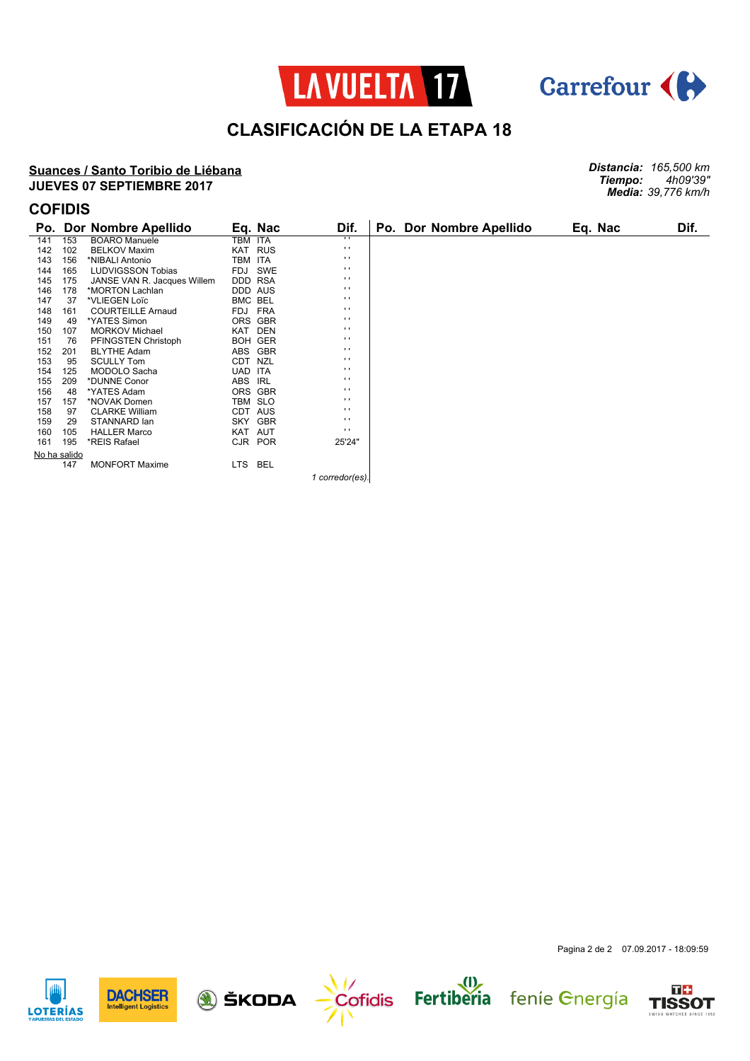# CLASIFICACIÓN DE LA ETAPA 18

**Suances / Santo Toribio de Liébana**
**JUEVES 07 SEPTIEMBRE 2017**

***Distancia:*** *165,500 km*
***Tiempo:*** *4h09'39"*
***Media:*** *39,776 km/h*

## COFIDIS

| Po. | Dor | Nombre Apellido | Eq. | Nac | Dif. |
|---|---|---|---|---|---|
| 141 | 153 | BOARO Manuele | TBM | ITA | " |
| 142 | 102 | BELKOV Maxim | KAT | RUS | " |
| 143 | 156 | *NIBALI Antonio | TBM | ITA | " |
| 144 | 165 | LUDVIGSSON Tobias | FDJ | SWE | " |
| 145 | 175 | JANSE VAN R. Jacques Willem | DDD | RSA | " |
| 146 | 178 | *MORTON Lachlan | DDD | AUS | " |
| 147 | 37 | *VLIEGEN Loïc | BMC | BEL | " |
| 148 | 161 | COURTEILLE Arnaud | FDJ | FRA | " |
| 149 | 49 | *YATES Simon | ORS | GBR | " |
| 150 | 107 | MORKOV Michael | KAT | DEN | " |
| 151 | 76 | PFINGSTEN Christoph | BOH | GER | " |
| 152 | 201 | BLYTHE Adam | ABS | GBR | " |
| 153 | 95 | SCULLY Tom | CDT | NZL | " |
| 154 | 125 | MODOLO Sacha | UAD | ITA | " |
| 155 | 209 | *DUNNE Conor | ABS | IRL | " |
| 156 | 48 | *YATES Adam | ORS | GBR | " |
| 157 | 157 | *NOVAK Domen | TBM | SLO | " |
| 158 | 97 | CLARKE William | CDT | AUS | " |
| 159 | 29 | STANNARD Ian | SKY | GBR | " |
| 160 | 105 | HALLER Marco | KAT | AUT | " |
| 161 | 195 | *REIS Rafael | CJR | POR | 25'24" |

No ha salido

| Po. | Dor | Nombre Apellido | Eq. | Nac | Dif. |
|---|---|---|---|---|---|
| | 147 | MONFORT Maxime | LTS | BEL | |

*1 corredor(es).*

07.09.2017 - 18:09:59